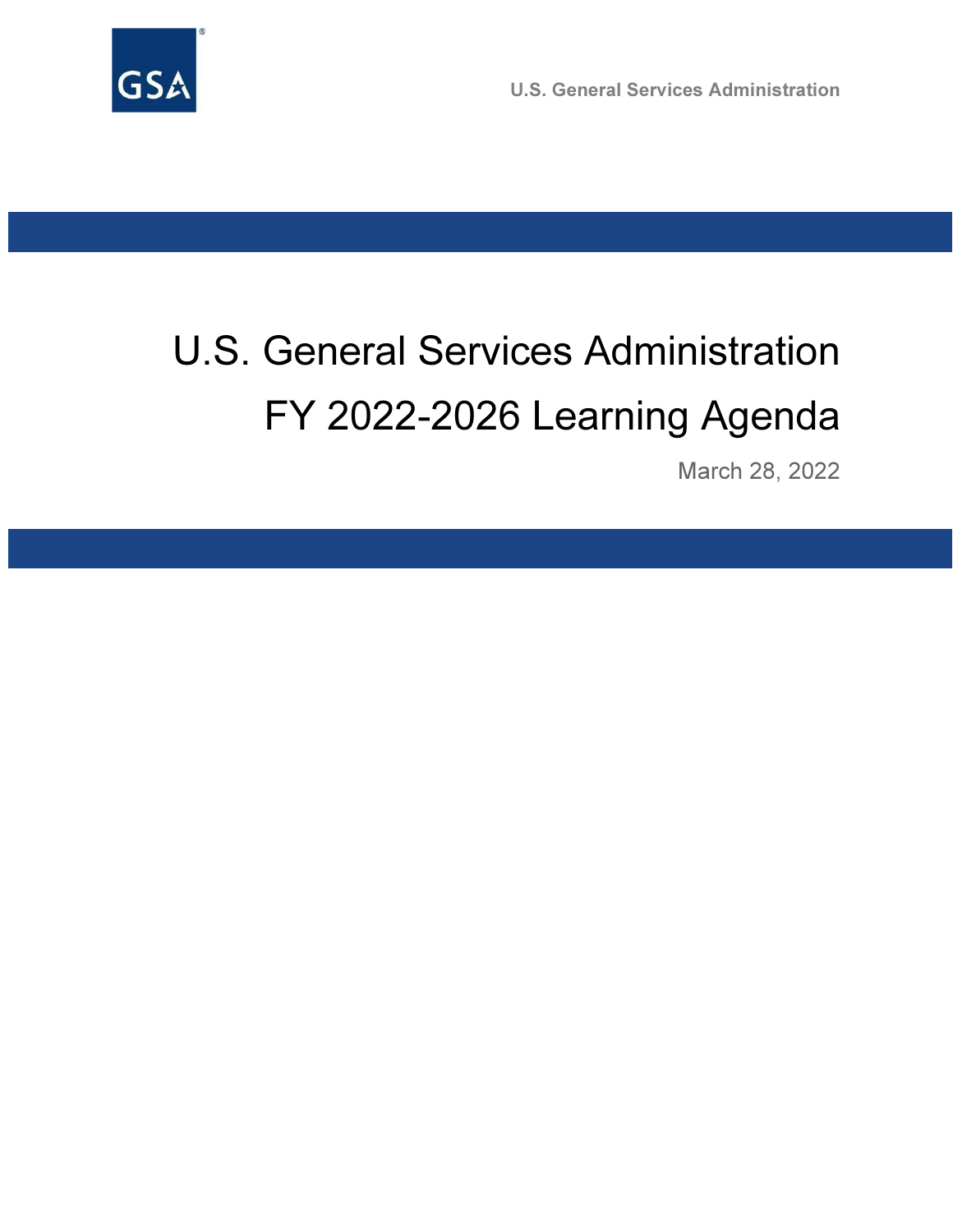U.S. General Services Administration

# U.S. General Services Administration FY 2022-2026 Learning Agenda

March 28, 2022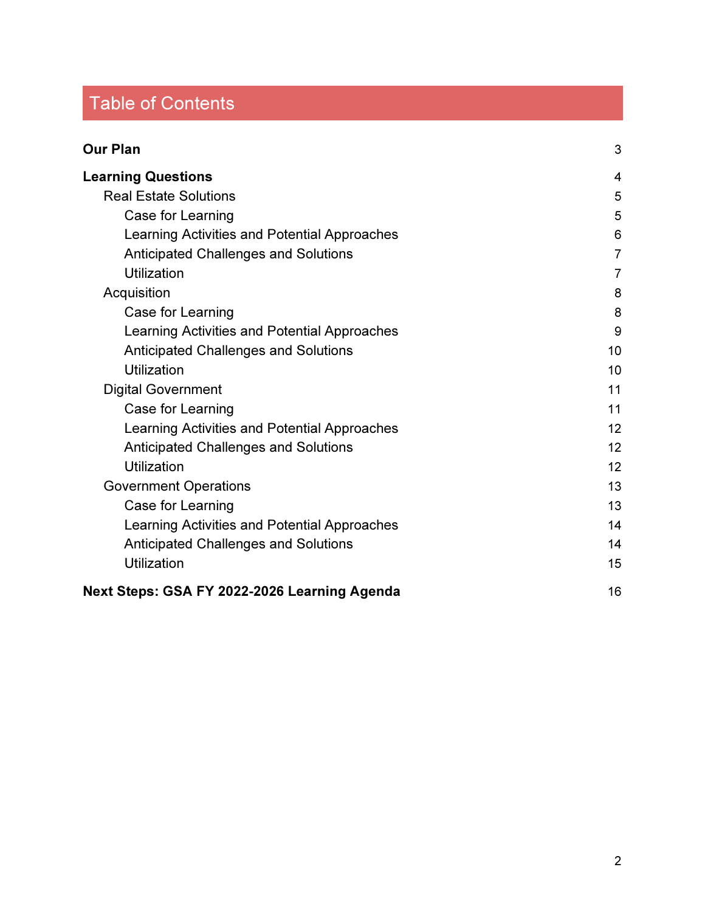# Table of Contents

**Our Plan** 3

**Learning Questions** 4

- Real Estate Solutions 5
  - Case for Learning 5
  - Learning Activities and Potential Approaches 6
  - Anticipated Challenges and Solutions 7
  - Utilization 7
- Acquisition 8
  - Case for Learning 8
  - Learning Activities and Potential Approaches 9
  - Anticipated Challenges and Solutions 10
  - Utilization 10
- Digital Government 11
  - Case for Learning 11
  - Learning Activities and Potential Approaches 12
  - Anticipated Challenges and Solutions 12
  - Utilization 12
- Government Operations 13
  - Case for Learning 13
  - Learning Activities and Potential Approaches 14
  - Anticipated Challenges and Solutions 14
  - Utilization 15

**Next Steps: GSA FY 2022-2026 Learning Agenda** 16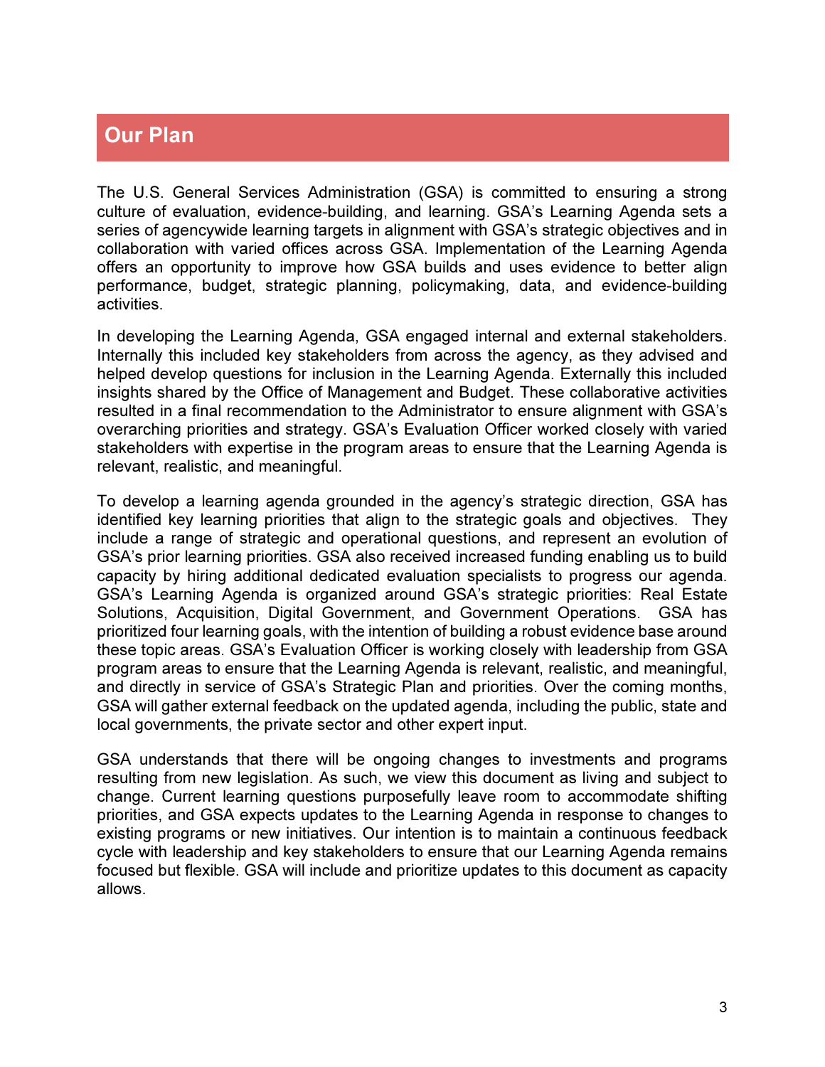## Our Plan

The U.S. General Services Administration (GSA) is committed to ensuring a strong culture of evaluation, evidence-building, and learning. GSA's Learning Agenda sets a series of agencywide learning targets in alignment with GSA's strategic objectives and in collaboration with varied offices across GSA. Implementation of the Learning Agenda offers an opportunity to improve how GSA builds and uses evidence to better align performance, budget, strategic planning, policymaking, data, and evidence-building activities.

In developing the Learning Agenda, GSA engaged internal and external stakeholders. Internally this included key stakeholders from across the agency, as they advised and helped develop questions for inclusion in the Learning Agenda. Externally this included insights shared by the Office of Management and Budget. These collaborative activities resulted in a final recommendation to the Administrator to ensure alignment with GSA's overarching priorities and strategy. GSA's Evaluation Officer worked closely with varied stakeholders with expertise in the program areas to ensure that the Learning Agenda is relevant, realistic, and meaningful.

To develop a learning agenda grounded in the agency's strategic direction, GSA has identified key learning priorities that align to the strategic goals and objectives. They include a range of strategic and operational questions, and represent an evolution of GSA's prior learning priorities. GSA also received increased funding enabling us to build capacity by hiring additional dedicated evaluation specialists to progress our agenda. GSA's Learning Agenda is organized around GSA's strategic priorities: Real Estate Solutions, Acquisition, Digital Government, and Government Operations. GSA has prioritized four learning goals, with the intention of building a robust evidence base around these topic areas. GSA's Evaluation Officer is working closely with leadership from GSA program areas to ensure that the Learning Agenda is relevant, realistic, and meaningful, and directly in service of GSA's Strategic Plan and priorities. Over the coming months, GSA will gather external feedback on the updated agenda, including the public, state and local governments, the private sector and other expert input.

GSA understands that there will be ongoing changes to investments and programs resulting from new legislation. As such, we view this document as living and subject to change. Current learning questions purposefully leave room to accommodate shifting priorities, and GSA expects updates to the Learning Agenda in response to changes to existing programs or new initiatives. Our intention is to maintain a continuous feedback cycle with leadership and key stakeholders to ensure that our Learning Agenda remains focused but flexible. GSA will include and prioritize updates to this document as capacity allows.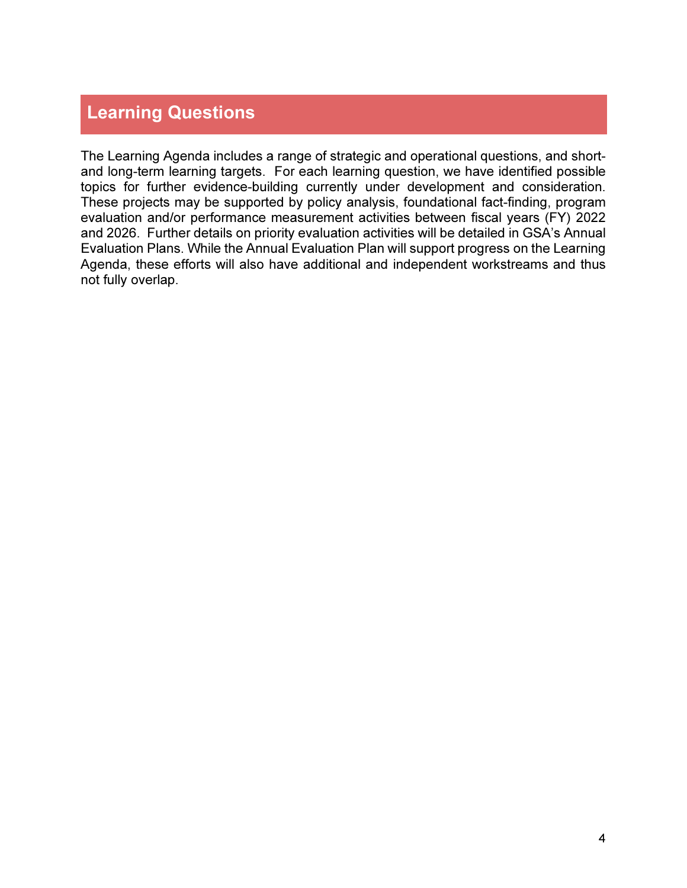# Learning Questions

The Learning Agenda includes a range of strategic and operational questions, and short- and long-term learning targets. For each learning question, we have identified possible topics for further evidence-building currently under development and consideration. These projects may be supported by policy analysis, foundational fact-finding, program evaluation and/or performance measurement activities between fiscal years (FY) 2022 and 2026. Further details on priority evaluation activities will be detailed in GSA's Annual Evaluation Plans. While the Annual Evaluation Plan will support progress on the Learning Agenda, these efforts will also have additional and independent workstreams and thus not fully overlap.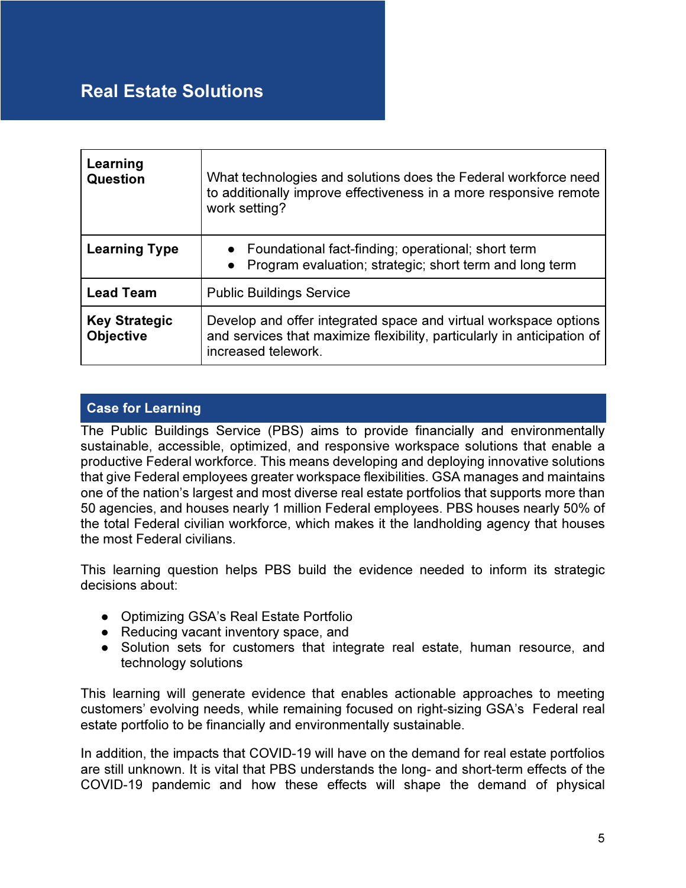# Real Estate Solutions

| | |
|---|---|
| **Learning Question** | What technologies and solutions does the Federal workforce need to additionally improve effectiveness in a more responsive remote work setting? |
| **Learning Type** | • Foundational fact-finding; operational; short term<br>• Program evaluation; strategic; short term and long term |
| **Lead Team** | Public Buildings Service |
| **Key Strategic Objective** | Develop and offer integrated space and virtual workspace options and services that maximize flexibility, particularly in anticipation of increased telework. |

## Case for Learning

The Public Buildings Service (PBS) aims to provide financially and environmentally sustainable, accessible, optimized, and responsive workspace solutions that enable a productive Federal workforce. This means developing and deploying innovative solutions that give Federal employees greater workspace flexibilities. GSA manages and maintains one of the nation's largest and most diverse real estate portfolios that supports more than 50 agencies, and houses nearly 1 million Federal employees. PBS houses nearly 50% of the total Federal civilian workforce, which makes it the landholding agency that houses the most Federal civilians.

This learning question helps PBS build the evidence needed to inform its strategic decisions about:

- Optimizing GSA's Real Estate Portfolio
- Reducing vacant inventory space, and
- Solution sets for customers that integrate real estate, human resource, and technology solutions

This learning will generate evidence that enables actionable approaches to meeting customers' evolving needs, while remaining focused on right-sizing GSA's Federal real estate portfolio to be financially and environmentally sustainable.

In addition, the impacts that COVID-19 will have on the demand for real estate portfolios are still unknown. It is vital that PBS understands the long- and short-term effects of the COVID-19 pandemic and how these effects will shape the demand of physical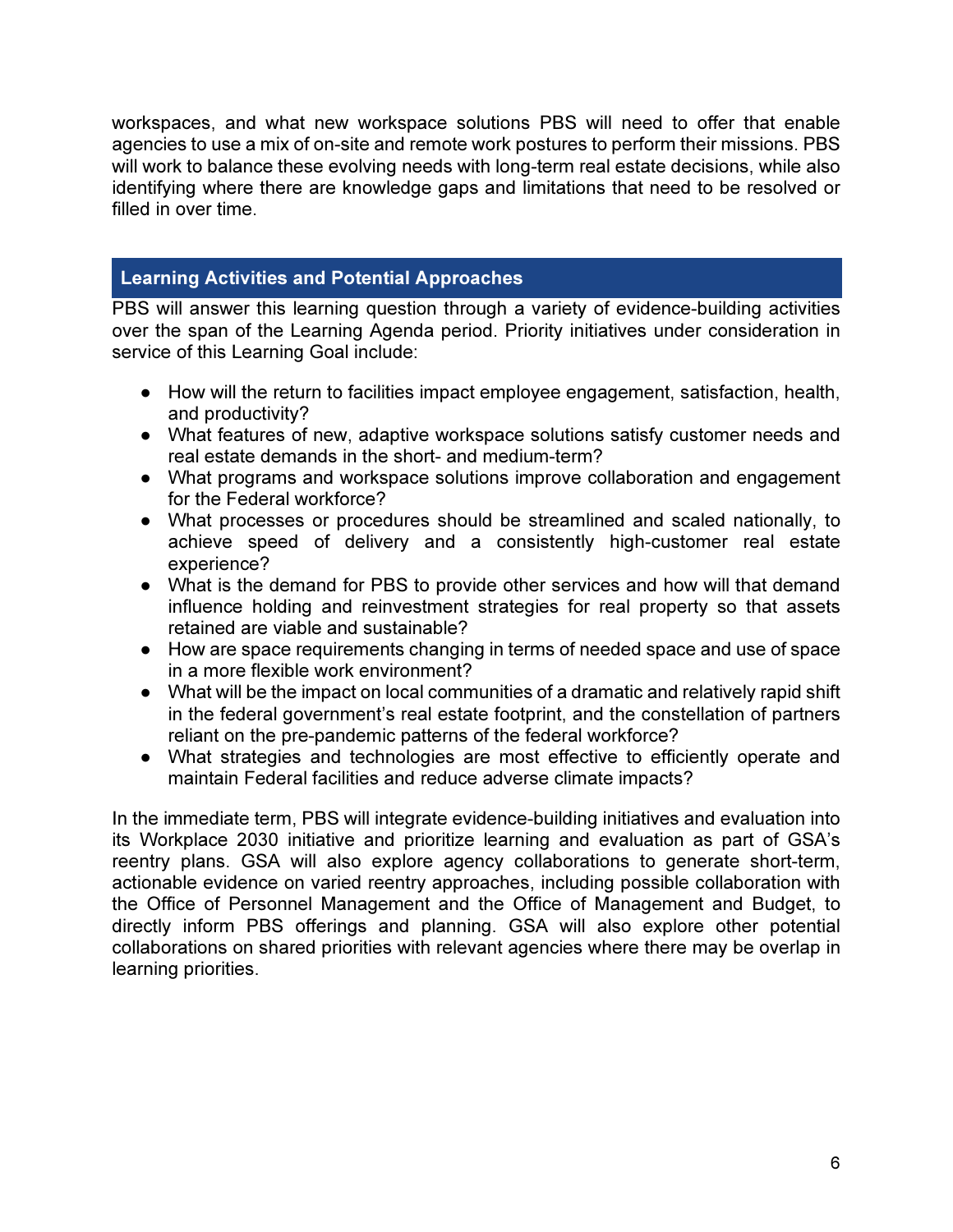workspaces, and what new workspace solutions PBS will need to offer that enable agencies to use a mix of on-site and remote work postures to perform their missions. PBS will work to balance these evolving needs with long-term real estate decisions, while also identifying where there are knowledge gaps and limitations that need to be resolved or filled in over time.

## Learning Activities and Potential Approaches

PBS will answer this learning question through a variety of evidence-building activities over the span of the Learning Agenda period. Priority initiatives under consideration in service of this Learning Goal include:

- How will the return to facilities impact employee engagement, satisfaction, health, and productivity?
- What features of new, adaptive workspace solutions satisfy customer needs and real estate demands in the short- and medium-term?
- What programs and workspace solutions improve collaboration and engagement for the Federal workforce?
- What processes or procedures should be streamlined and scaled nationally, to achieve speed of delivery and a consistently high-customer real estate experience?
- What is the demand for PBS to provide other services and how will that demand influence holding and reinvestment strategies for real property so that assets retained are viable and sustainable?
- How are space requirements changing in terms of needed space and use of space in a more flexible work environment?
- What will be the impact on local communities of a dramatic and relatively rapid shift in the federal government's real estate footprint, and the constellation of partners reliant on the pre-pandemic patterns of the federal workforce?
- What strategies and technologies are most effective to efficiently operate and maintain Federal facilities and reduce adverse climate impacts?

In the immediate term, PBS will integrate evidence-building initiatives and evaluation into its Workplace 2030 initiative and prioritize learning and evaluation as part of GSA's reentry plans. GSA will also explore agency collaborations to generate short-term, actionable evidence on varied reentry approaches, including possible collaboration with the Office of Personnel Management and the Office of Management and Budget, to directly inform PBS offerings and planning. GSA will also explore other potential collaborations on shared priorities with relevant agencies where there may be overlap in learning priorities.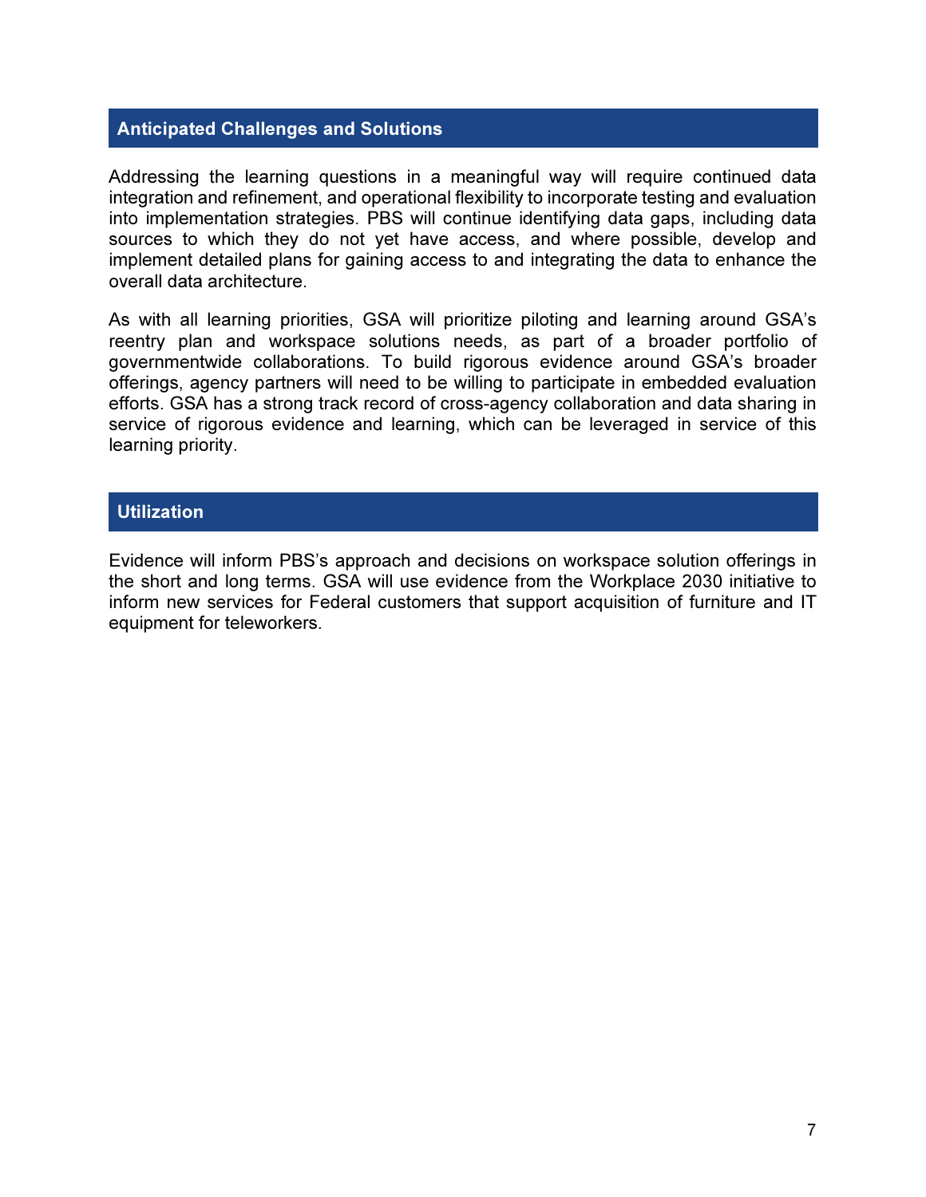## Anticipated Challenges and Solutions

Addressing the learning questions in a meaningful way will require continued data integration and refinement, and operational flexibility to incorporate testing and evaluation into implementation strategies. PBS will continue identifying data gaps, including data sources to which they do not yet have access, and where possible, develop and implement detailed plans for gaining access to and integrating the data to enhance the overall data architecture.

As with all learning priorities, GSA will prioritize piloting and learning around GSA's reentry plan and workspace solutions needs, as part of a broader portfolio of governmentwide collaborations. To build rigorous evidence around GSA's broader offerings, agency partners will need to be willing to participate in embedded evaluation efforts. GSA has a strong track record of cross-agency collaboration and data sharing in service of rigorous evidence and learning, which can be leveraged in service of this learning priority.

## Utilization

Evidence will inform PBS's approach and decisions on workspace solution offerings in the short and long terms. GSA will use evidence from the Workplace 2030 initiative to inform new services for Federal customers that support acquisition of furniture and IT equipment for teleworkers.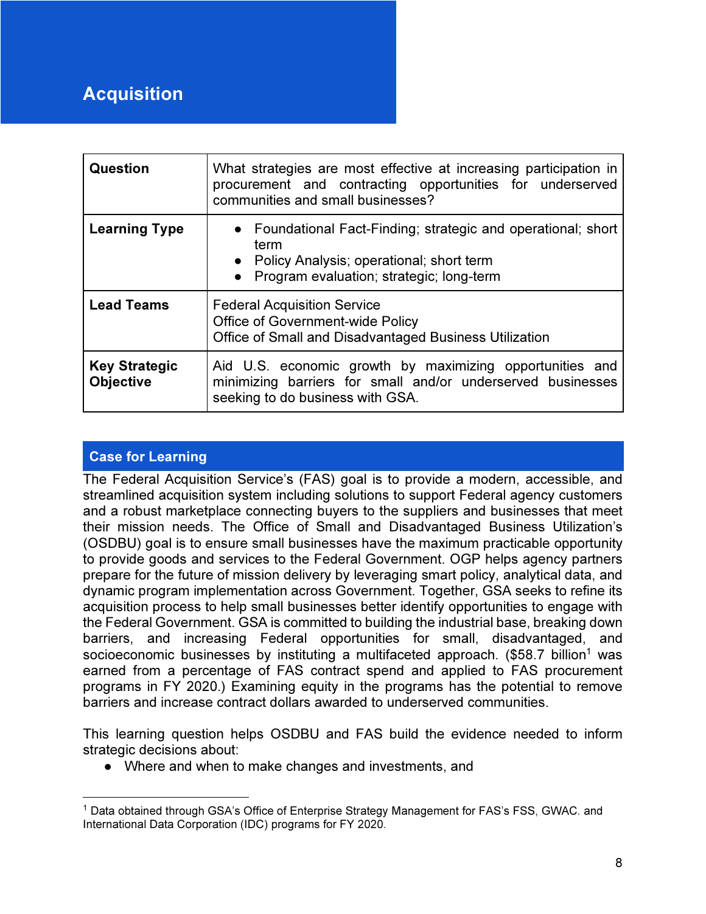# Acquisition

| Question | What strategies are most effective at increasing participation in procurement and contracting opportunities for underserved communities and small businesses? |
|---|---|
| **Learning Type** | • Foundational Fact-Finding; strategic and operational; short term<br>• Policy Analysis; operational; short term<br>• Program evaluation; strategic; long-term |
| **Lead Teams** | Federal Acquisition Service<br>Office of Government-wide Policy<br>Office of Small and Disadvantaged Business Utilization |
| **Key Strategic Objective** | Aid U.S. economic growth by maximizing opportunities and minimizing barriers for small and/or underserved businesses seeking to do business with GSA. |

## Case for Learning

The Federal Acquisition Service's (FAS) goal is to provide a modern, accessible, and streamlined acquisition system including solutions to support Federal agency customers and a robust marketplace connecting buyers to the suppliers and businesses that meet their mission needs. The Office of Small and Disadvantaged Business Utilization's (OSDBU) goal is to ensure small businesses have the maximum practicable opportunity to provide goods and services to the Federal Government. OGP helps agency partners prepare for the future of mission delivery by leveraging smart policy, analytical data, and dynamic program implementation across Government. Together, GSA seeks to refine its acquisition process to help small businesses better identify opportunities to engage with the Federal Government. GSA is committed to building the industrial base, breaking down barriers, and increasing Federal opportunities for small, disadvantaged, and socioeconomic businesses by instituting a multifaceted approach. ($58.7 billion[1] was earned from a percentage of FAS contract spend and applied to FAS procurement programs in FY 2020.) Examining equity in the programs has the potential to remove barriers and increase contract dollars awarded to underserved communities.

This learning question helps OSDBU and FAS build the evidence needed to inform strategic decisions about:

- Where and when to make changes and investments, and

[1] Data obtained through GSA's Office of Enterprise Strategy Management for FAS's FSS, GWAC. and International Data Corporation (IDC) programs for FY 2020.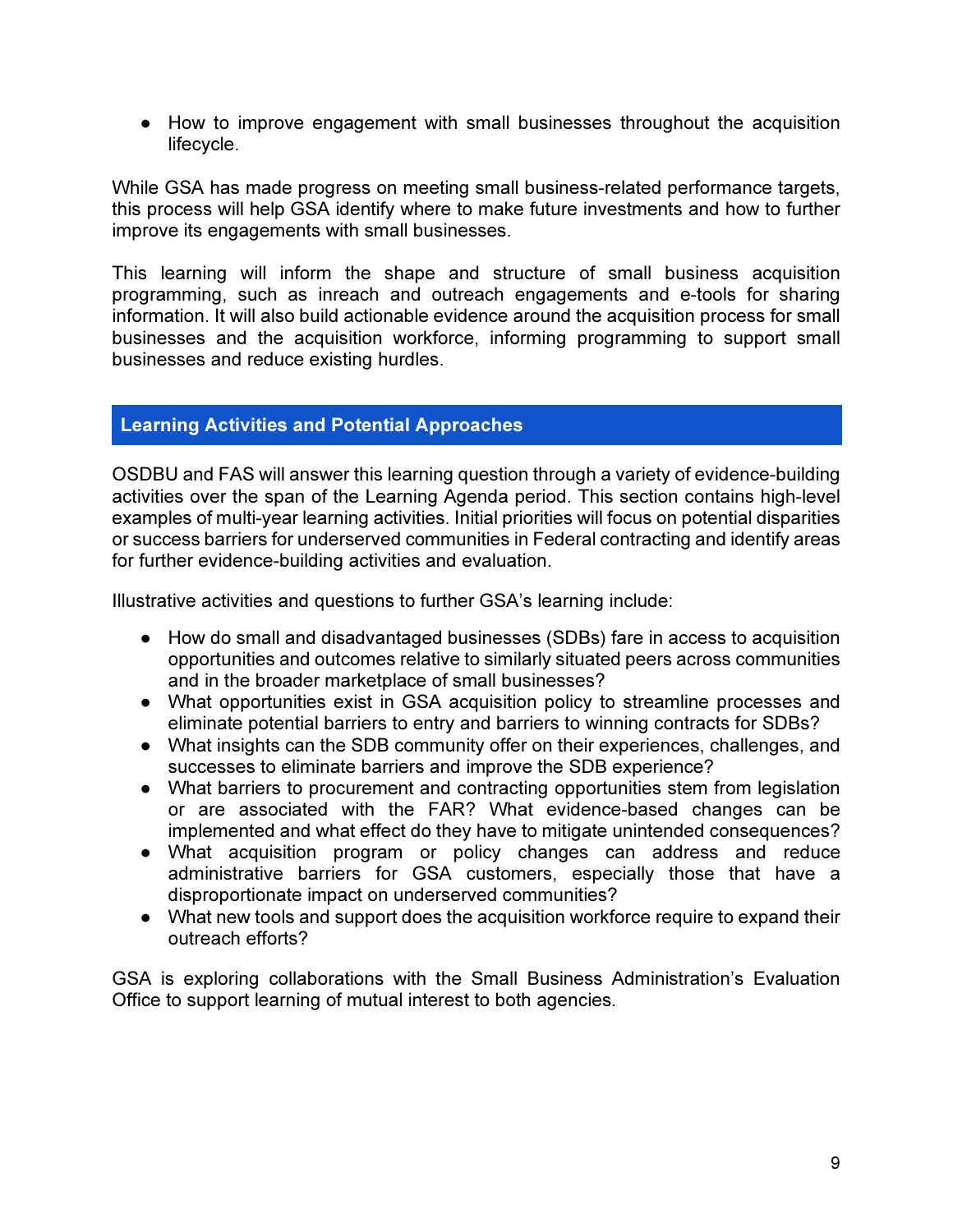- How to improve engagement with small businesses throughout the acquisition lifecycle.

While GSA has made progress on meeting small business-related performance targets, this process will help GSA identify where to make future investments and how to further improve its engagements with small businesses.

This learning will inform the shape and structure of small business acquisition programming, such as inreach and outreach engagements and e-tools for sharing information. It will also build actionable evidence around the acquisition process for small businesses and the acquisition workforce, informing programming to support small businesses and reduce existing hurdles.

## Learning Activities and Potential Approaches

OSDBU and FAS will answer this learning question through a variety of evidence-building activities over the span of the Learning Agenda period. This section contains high-level examples of multi-year learning activities. Initial priorities will focus on potential disparities or success barriers for underserved communities in Federal contracting and identify areas for further evidence-building activities and evaluation.

Illustrative activities and questions to further GSA's learning include:

- How do small and disadvantaged businesses (SDBs) fare in access to acquisition opportunities and outcomes relative to similarly situated peers across communities and in the broader marketplace of small businesses?
- What opportunities exist in GSA acquisition policy to streamline processes and eliminate potential barriers to entry and barriers to winning contracts for SDBs?
- What insights can the SDB community offer on their experiences, challenges, and successes to eliminate barriers and improve the SDB experience?
- What barriers to procurement and contracting opportunities stem from legislation or are associated with the FAR? What evidence-based changes can be implemented and what effect do they have to mitigate unintended consequences?
- What acquisition program or policy changes can address and reduce administrative barriers for GSA customers, especially those that have a disproportionate impact on underserved communities?
- What new tools and support does the acquisition workforce require to expand their outreach efforts?

GSA is exploring collaborations with the Small Business Administration's Evaluation Office to support learning of mutual interest to both agencies.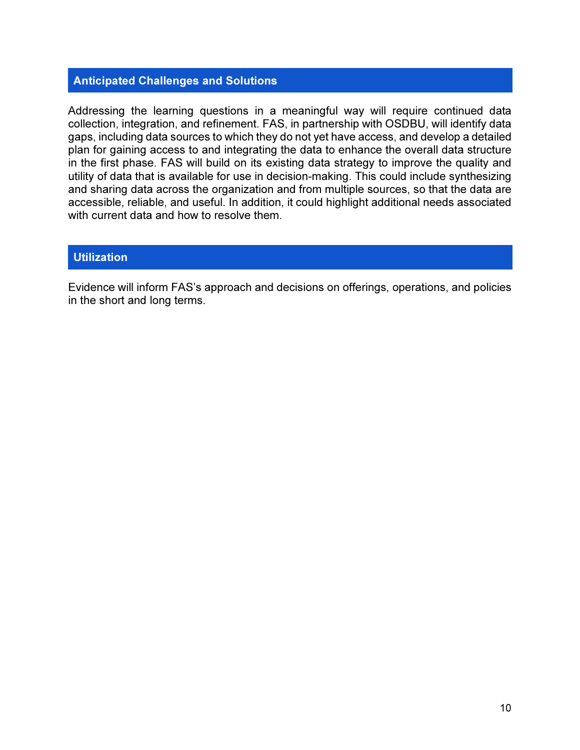## Anticipated Challenges and Solutions

Addressing the learning questions in a meaningful way will require continued data collection, integration, and refinement. FAS, in partnership with OSDBU, will identify data gaps, including data sources to which they do not yet have access, and develop a detailed plan for gaining access to and integrating the data to enhance the overall data structure in the first phase. FAS will build on its existing data strategy to improve the quality and utility of data that is available for use in decision-making. This could include synthesizing and sharing data across the organization and from multiple sources, so that the data are accessible, reliable, and useful. In addition, it could highlight additional needs associated with current data and how to resolve them.

## Utilization

Evidence will inform FAS's approach and decisions on offerings, operations, and policies in the short and long terms.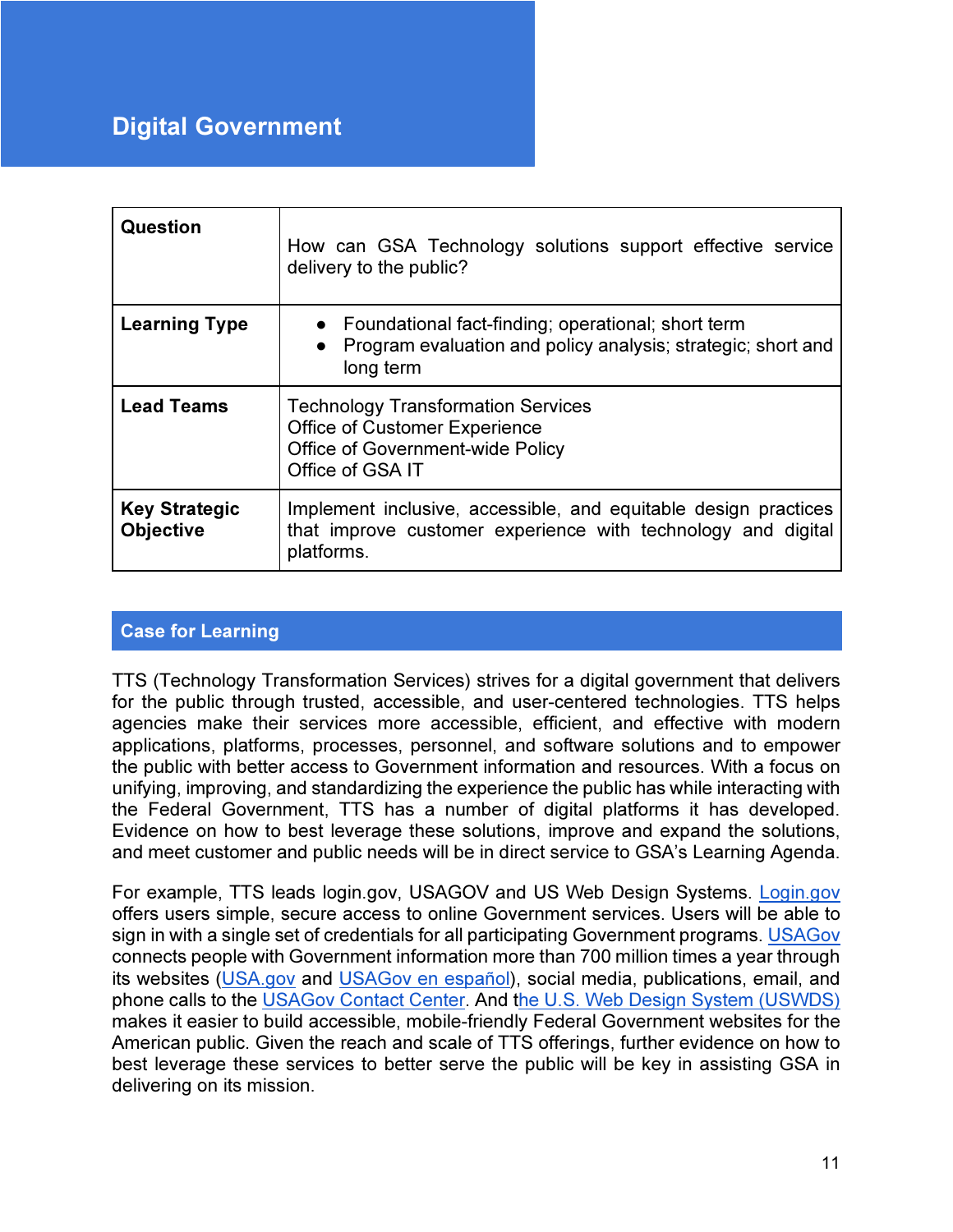# Digital Government

| Question | How can GSA Technology solutions support effective service delivery to the public? |
|---|---|
| **Learning Type** | • Foundational fact-finding; operational; short term<br>• Program evaluation and policy analysis; strategic; short and long term |
| **Lead Teams** | Technology Transformation Services<br>Office of Customer Experience<br>Office of Government-wide Policy<br>Office of GSA IT |
| **Key Strategic Objective** | Implement inclusive, accessible, and equitable design practices that improve customer experience with technology and digital platforms. |

## Case for Learning

TTS (Technology Transformation Services) strives for a digital government that delivers for the public through trusted, accessible, and user-centered technologies. TTS helps agencies make their services more accessible, efficient, and effective with modern applications, platforms, processes, personnel, and software solutions and to empower the public with better access to Government information and resources. With a focus on unifying, improving, and standardizing the experience the public has while interacting with the Federal Government, TTS has a number of digital platforms it has developed. Evidence on how to best leverage these solutions, improve and expand the solutions, and meet customer and public needs will be in direct service to GSA's Learning Agenda.

For example, TTS leads login.gov, USAGOV and US Web Design Systems. Login.gov offers users simple, secure access to online Government services. Users will be able to sign in with a single set of credentials for all participating Government programs. USAGov connects people with Government information more than 700 million times a year through its websites (USA.gov and USAGov en español), social media, publications, email, and phone calls to the USAGov Contact Center. And the U.S. Web Design System (USWDS) makes it easier to build accessible, mobile-friendly Federal Government websites for the American public. Given the reach and scale of TTS offerings, further evidence on how to best leverage these services to better serve the public will be key in assisting GSA in delivering on its mission.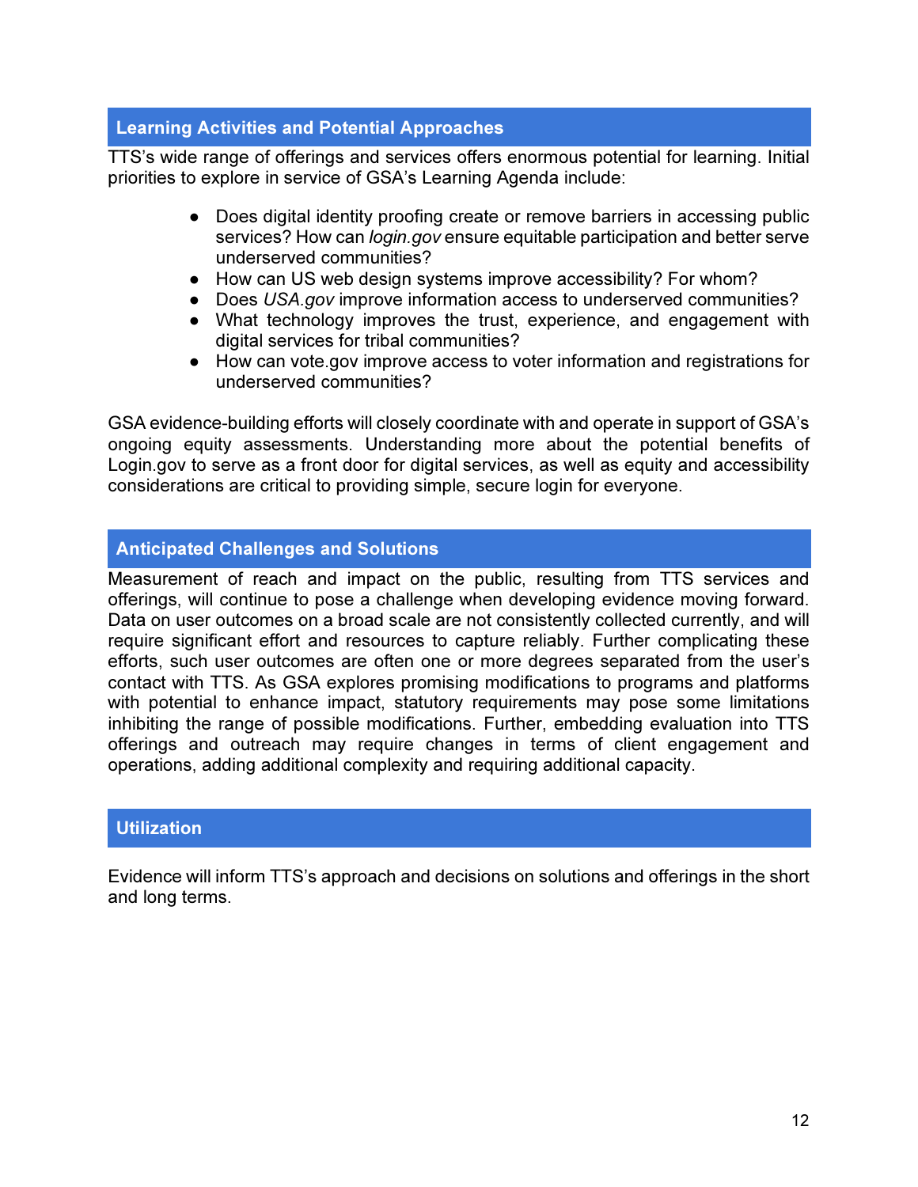## Learning Activities and Potential Approaches

TTS's wide range of offerings and services offers enormous potential for learning. Initial priorities to explore in service of GSA's Learning Agenda include:

- Does digital identity proofing create or remove barriers in accessing public services? How can *login.gov* ensure equitable participation and better serve underserved communities?
- How can US web design systems improve accessibility? For whom?
- Does *USA.gov* improve information access to underserved communities?
- What technology improves the trust, experience, and engagement with digital services for tribal communities?
- How can vote.gov improve access to voter information and registrations for underserved communities?

GSA evidence-building efforts will closely coordinate with and operate in support of GSA's ongoing equity assessments. Understanding more about the potential benefits of Login.gov to serve as a front door for digital services, as well as equity and accessibility considerations are critical to providing simple, secure login for everyone.

## Anticipated Challenges and Solutions

Measurement of reach and impact on the public, resulting from TTS services and offerings, will continue to pose a challenge when developing evidence moving forward. Data on user outcomes on a broad scale are not consistently collected currently, and will require significant effort and resources to capture reliably. Further complicating these efforts, such user outcomes are often one or more degrees separated from the user's contact with TTS. As GSA explores promising modifications to programs and platforms with potential to enhance impact, statutory requirements may pose some limitations inhibiting the range of possible modifications. Further, embedding evaluation into TTS offerings and outreach may require changes in terms of client engagement and operations, adding additional complexity and requiring additional capacity.

## Utilization

Evidence will inform TTS's approach and decisions on solutions and offerings in the short and long terms.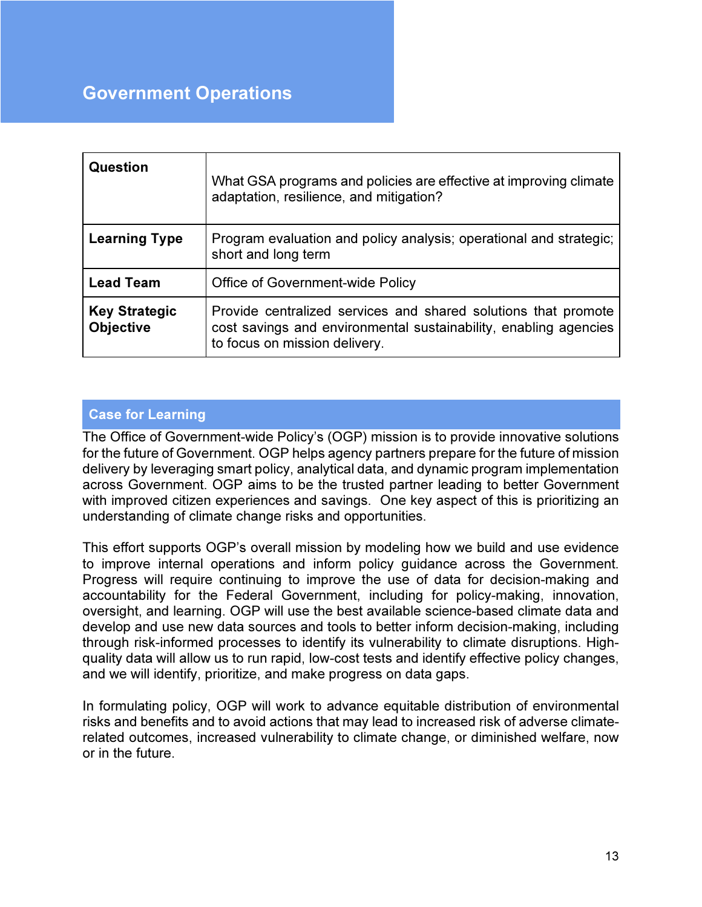# Government Operations

| **Question** | What GSA programs and policies are effective at improving climate adaptation, resilience, and mitigation? |
|---|---|
| **Learning Type** | Program evaluation and policy analysis; operational and strategic; short and long term |
| **Lead Team** | Office of Government-wide Policy |
| **Key Strategic Objective** | Provide centralized services and shared solutions that promote cost savings and environmental sustainability, enabling agencies to focus on mission delivery. |

## Case for Learning

The Office of Government-wide Policy's (OGP) mission is to provide innovative solutions for the future of Government. OGP helps agency partners prepare for the future of mission delivery by leveraging smart policy, analytical data, and dynamic program implementation across Government. OGP aims to be the trusted partner leading to better Government with improved citizen experiences and savings. One key aspect of this is prioritizing an understanding of climate change risks and opportunities.

This effort supports OGP's overall mission by modeling how we build and use evidence to improve internal operations and inform policy guidance across the Government. Progress will require continuing to improve the use of data for decision-making and accountability for the Federal Government, including for policy-making, innovation, oversight, and learning. OGP will use the best available science-based climate data and develop and use new data sources and tools to better inform decision-making, including through risk-informed processes to identify its vulnerability to climate disruptions. High-quality data will allow us to run rapid, low-cost tests and identify effective policy changes, and we will identify, prioritize, and make progress on data gaps.

In formulating policy, OGP will work to advance equitable distribution of environmental risks and benefits and to avoid actions that may lead to increased risk of adverse climate-related outcomes, increased vulnerability to climate change, or diminished welfare, now or in the future.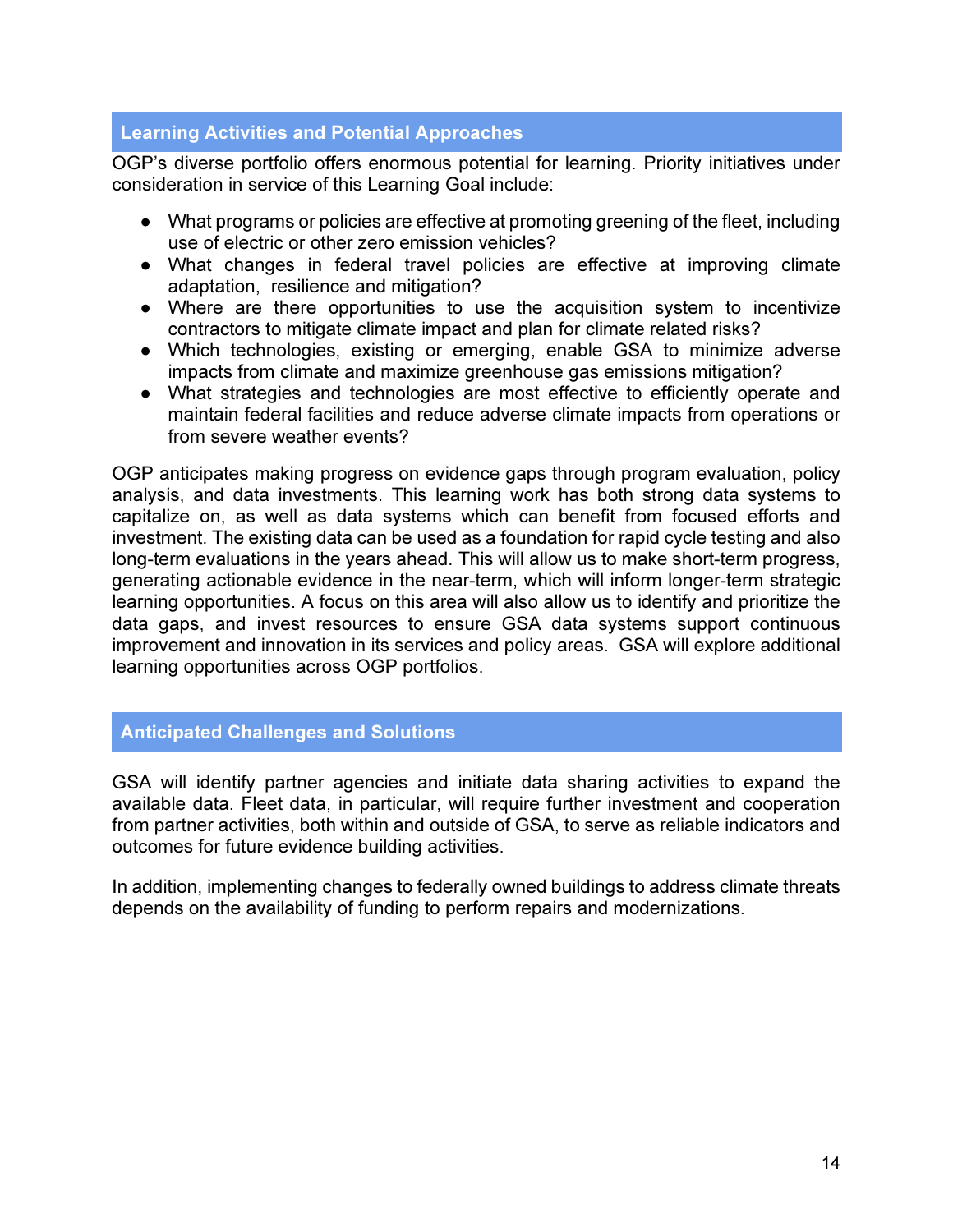## Learning Activities and Potential Approaches

OGP's diverse portfolio offers enormous potential for learning. Priority initiatives under consideration in service of this Learning Goal include:

- What programs or policies are effective at promoting greening of the fleet, including use of electric or other zero emission vehicles?
- What changes in federal travel policies are effective at improving climate adaptation, resilience and mitigation?
- Where are there opportunities to use the acquisition system to incentivize contractors to mitigate climate impact and plan for climate related risks?
- Which technologies, existing or emerging, enable GSA to minimize adverse impacts from climate and maximize greenhouse gas emissions mitigation?
- What strategies and technologies are most effective to efficiently operate and maintain federal facilities and reduce adverse climate impacts from operations or from severe weather events?

OGP anticipates making progress on evidence gaps through program evaluation, policy analysis, and data investments. This learning work has both strong data systems to capitalize on, as well as data systems which can benefit from focused efforts and investment. The existing data can be used as a foundation for rapid cycle testing and also long-term evaluations in the years ahead. This will allow us to make short-term progress, generating actionable evidence in the near-term, which will inform longer-term strategic learning opportunities. A focus on this area will also allow us to identify and prioritize the data gaps, and invest resources to ensure GSA data systems support continuous improvement and innovation in its services and policy areas. GSA will explore additional learning opportunities across OGP portfolios.

## Anticipated Challenges and Solutions

GSA will identify partner agencies and initiate data sharing activities to expand the available data. Fleet data, in particular, will require further investment and cooperation from partner activities, both within and outside of GSA, to serve as reliable indicators and outcomes for future evidence building activities.

In addition, implementing changes to federally owned buildings to address climate threats depends on the availability of funding to perform repairs and modernizations.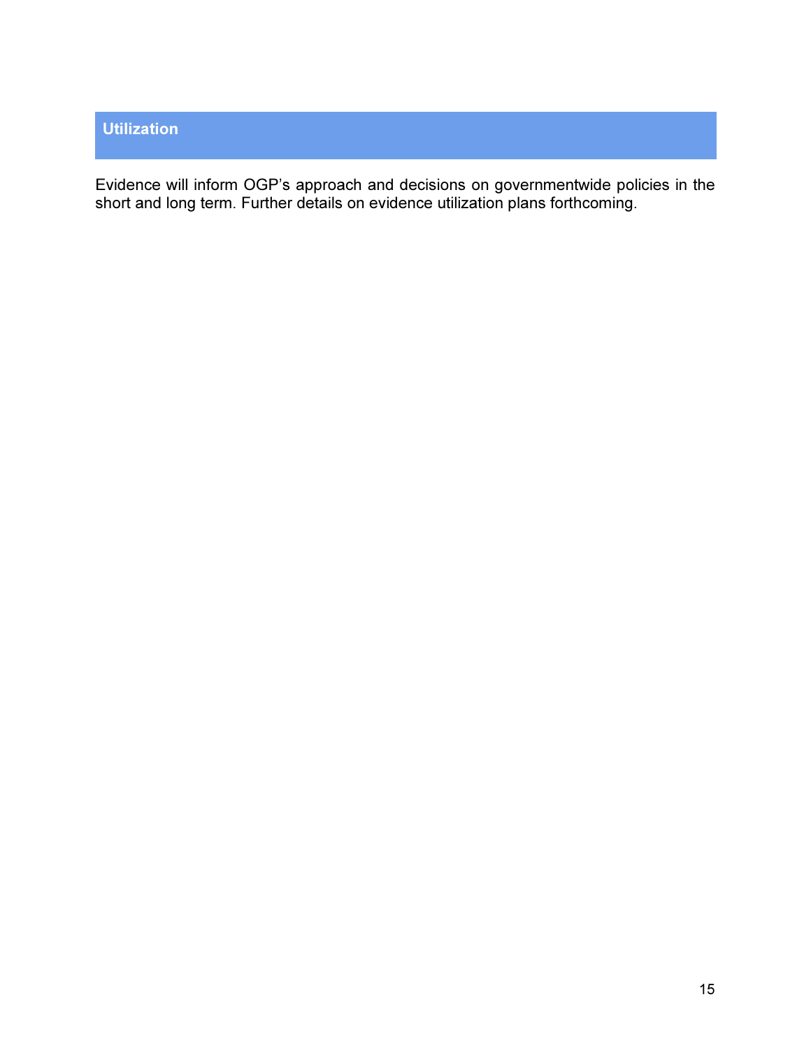## Utilization

Evidence will inform OGP's approach and decisions on governmentwide policies in the short and long term. Further details on evidence utilization plans forthcoming.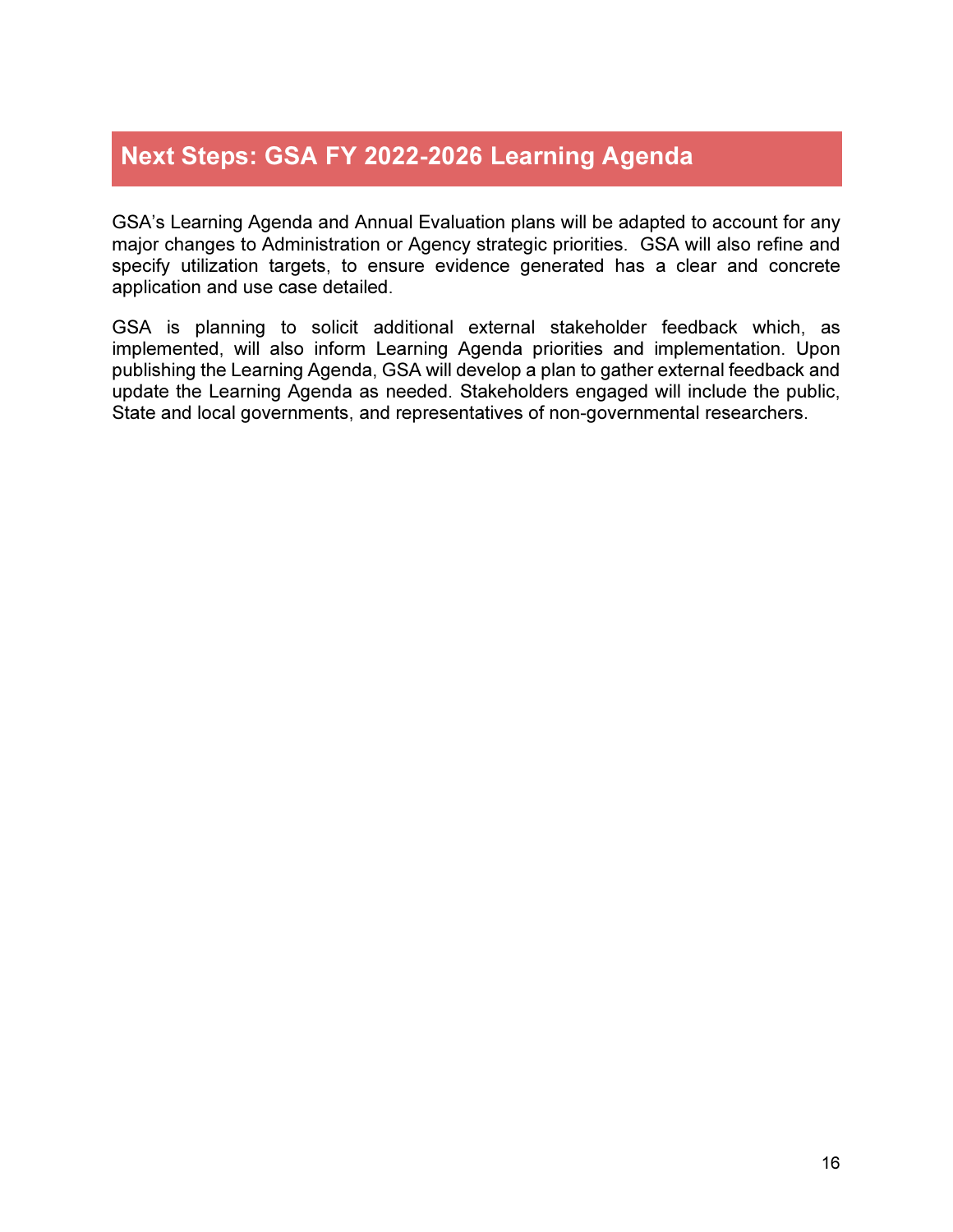## Next Steps: GSA FY 2022-2026 Learning Agenda

GSA's Learning Agenda and Annual Evaluation plans will be adapted to account for any major changes to Administration or Agency strategic priorities. GSA will also refine and specify utilization targets, to ensure evidence generated has a clear and concrete application and use case detailed.

GSA is planning to solicit additional external stakeholder feedback which, as implemented, will also inform Learning Agenda priorities and implementation. Upon publishing the Learning Agenda, GSA will develop a plan to gather external feedback and update the Learning Agenda as needed. Stakeholders engaged will include the public, State and local governments, and representatives of non-governmental researchers.